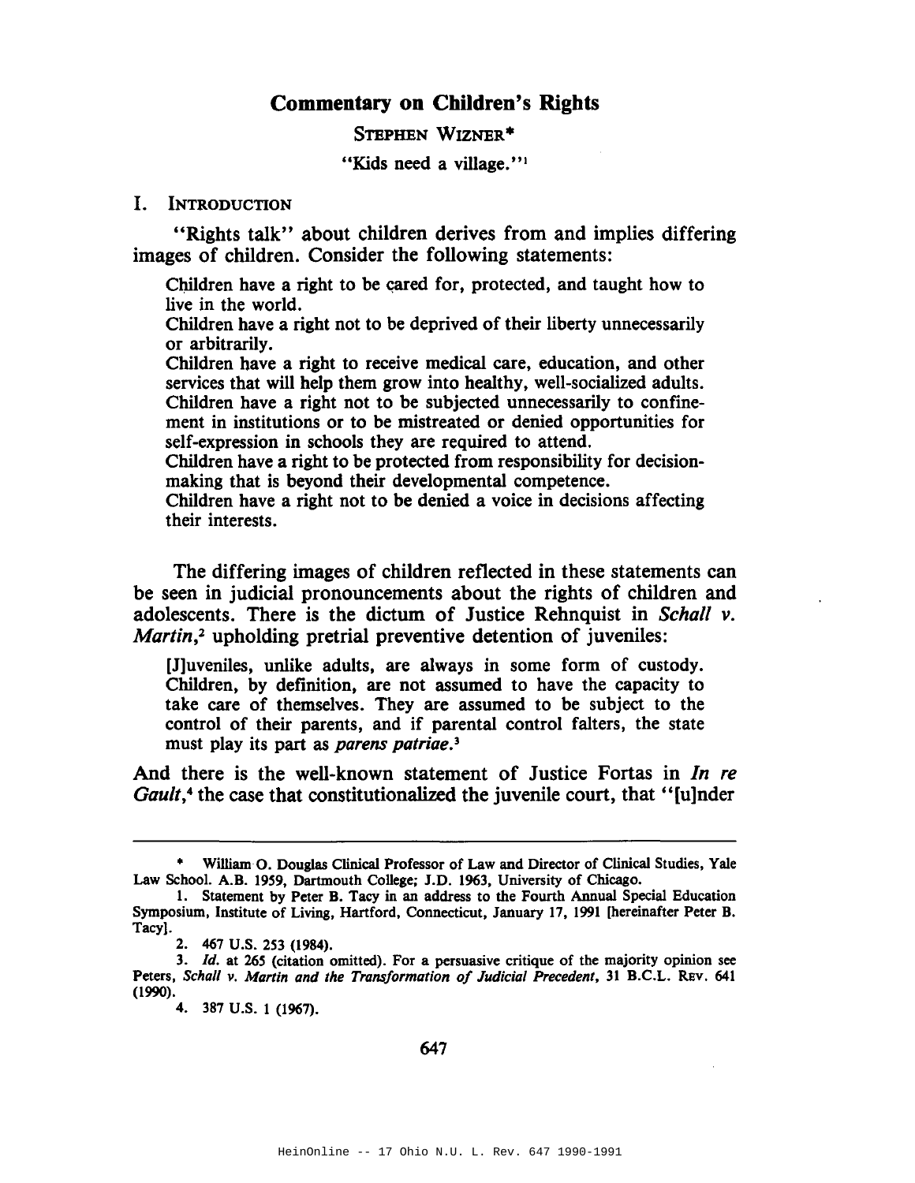# Commentary on Children's Rights

STEPHEN WIZNER*

"Kids need a village."[1]

## I. INTRODUCTION

"Rights talk" about children derives from and implies differing images of children. Consider the following statements:

> Children have a right to be cared for, protected, and taught how to live in the world.
>
> Children have a right not to be deprived of their liberty unnecessarily or arbitrarily.
>
> Children have a right to receive medical care, education, and other services that will help them grow into healthy, well-socialized adults.
>
> Children have a right not to be subjected unnecessarily to confinement in institutions or to be mistreated or denied opportunities for self-expression in schools they are required to attend.
>
> Children have a right to be protected from responsibility for decision-making that is beyond their developmental competence.
>
> Children have a right not to be denied a voice in decisions affecting their interests.

The differing images of children reflected in these statements can be seen in judicial pronouncements about the rights of children and adolescents. There is the dictum of Justice Rehnquist in *Schall v. Martin*,[2] upholding pretrial preventive detention of juveniles:

> [J]uveniles, unlike adults, are always in some form of custody. Children, by definition, are not assumed to have the capacity to take care of themselves. They are assumed to be subject to the control of their parents, and if parental control falters, the state must play its part as *parens patriae*.[3]

And there is the well-known statement of Justice Fortas in *In re Gault*,[4] the case that constitutionalized the juvenile court, that "[u]nder

---

\* William O. Douglas Clinical Professor of Law and Director of Clinical Studies, Yale Law School. A.B. 1959, Dartmouth College; J.D. 1963, University of Chicago.

1. Statement by Peter B. Tacy in an address to the Fourth Annual Special Education Symposium, Institute of Living, Hartford, Connecticut, January 17, 1991 [hereinafter Peter B. Tacy].

2. 467 U.S. 253 (1984).

3. *Id.* at 265 (citation omitted). For a persuasive critique of the majority opinion see Peters, *Schall v. Martin and the Transformation of Judicial Precedent*, 31 B.C.L. REV. 641 (1990).

4. 387 U.S. 1 (1967).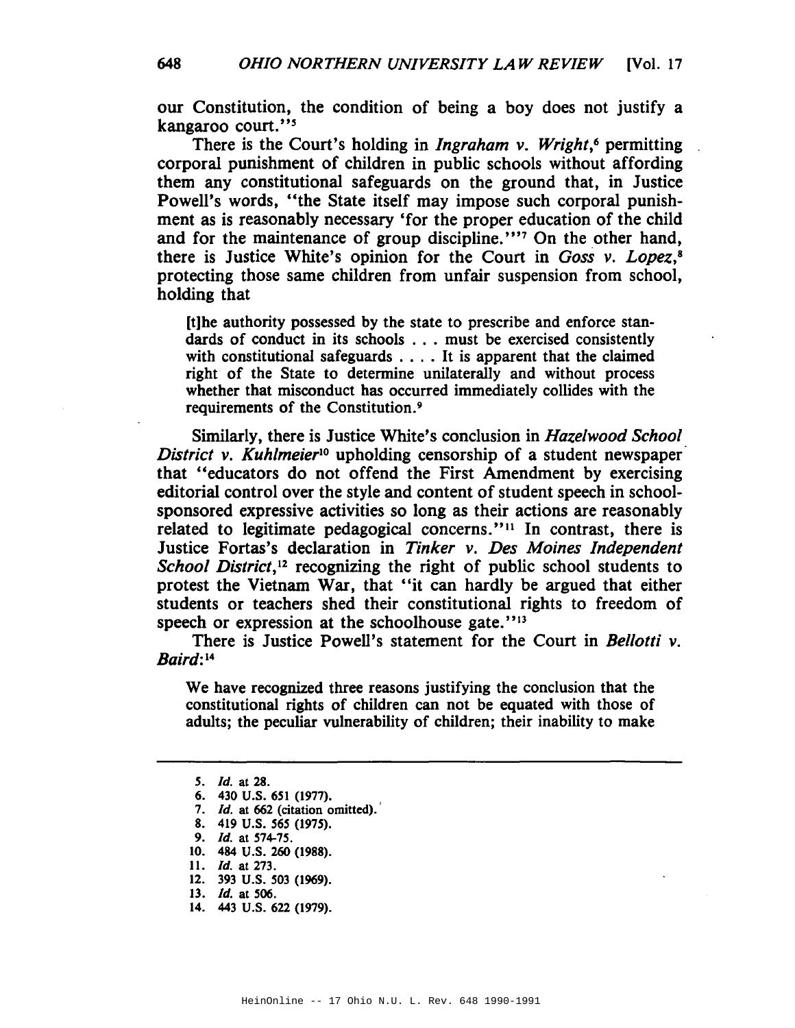our Constitution, the condition of being a boy does not justify a kangaroo court."[5]

There is the Court's holding in *Ingraham v. Wright*,[6] permitting corporal punishment of children in public schools without affording them any constitutional safeguards on the ground that, in Justice Powell's words, "the State itself may impose such corporal punishment as is reasonably necessary 'for the proper education of the child and for the maintenance of group discipline.'"[7] On the other hand, there is Justice White's opinion for the Court in *Goss v. Lopez*,[8] protecting those same children from unfair suspension from school, holding that

> [t]he authority possessed by the state to prescribe and enforce standards of conduct in its schools . . . must be exercised consistently with constitutional safeguards . . . . It is apparent that the claimed right of the State to determine unilaterally and without process whether that misconduct has occurred immediately collides with the requirements of the Constitution.[9]

Similarly, there is Justice White's conclusion in *Hazelwood School District v. Kuhlmeier*[10] upholding censorship of a student newspaper that "educators do not offend the First Amendment by exercising editorial control over the style and content of student speech in school-sponsored expressive activities so long as their actions are reasonably related to legitimate pedagogical concerns."[11] In contrast, there is Justice Fortas's declaration in *Tinker v. Des Moines Independent School District*,[12] recognizing the right of public school students to protest the Vietnam War, that "it can hardly be argued that either students or teachers shed their constitutional rights to freedom of speech or expression at the schoolhouse gate."[13]

There is Justice Powell's statement for the Court in *Bellotti v. Baird*:[14]

> We have recognized three reasons justifying the conclusion that the constitutional rights of children can not be equated with those of adults; the peculiar vulnerability of children; their inability to make

---

5. *Id.* at 28.
6. 430 U.S. 651 (1977).
7. *Id.* at 662 (citation omitted).
8. 419 U.S. 565 (1975).
9. *Id.* at 574-75.
10. 484 U.S. 260 (1988).
11. *Id.* at 273.
12. 393 U.S. 503 (1969).
13. *Id.* at 506.
14. 443 U.S. 622 (1979).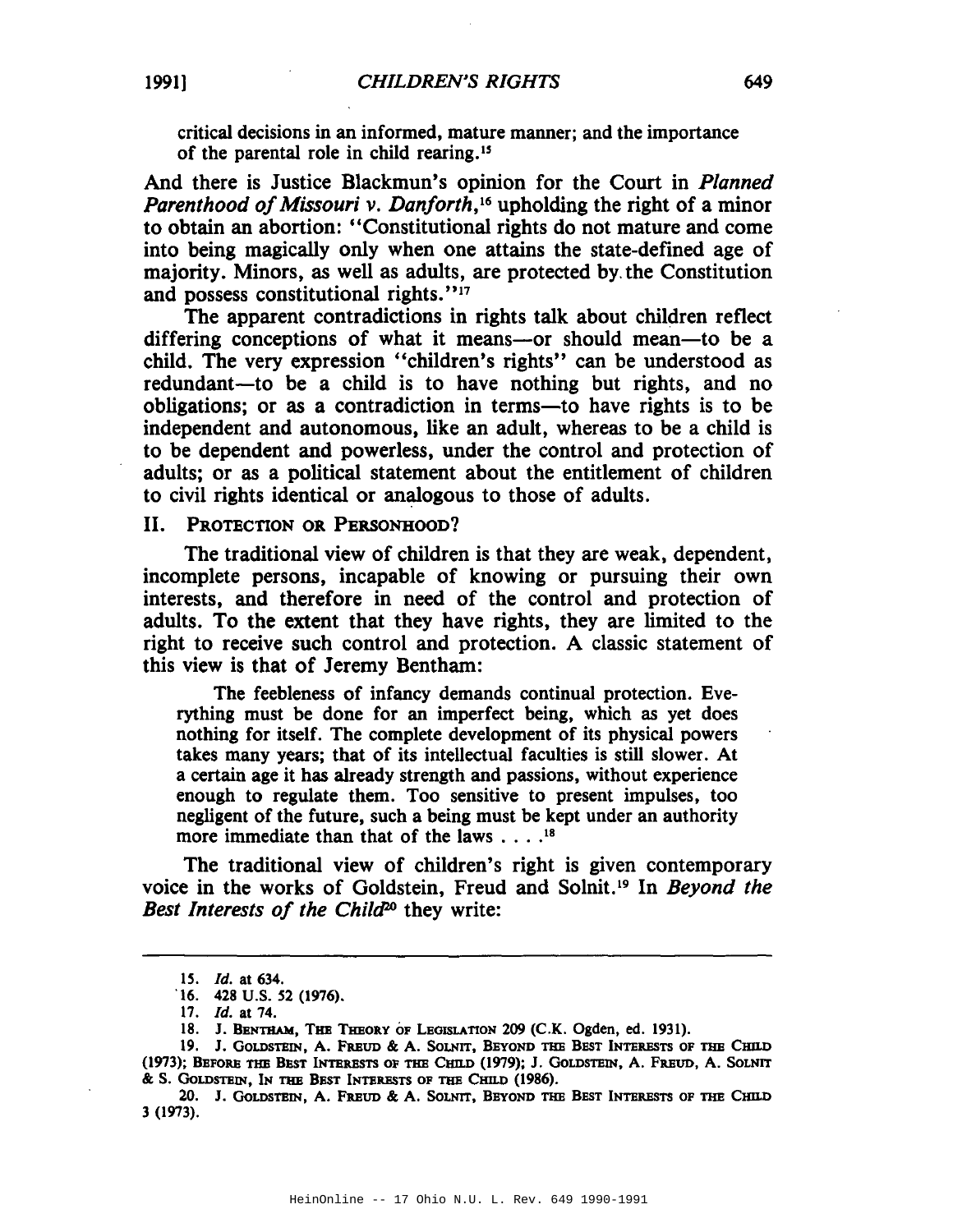critical decisions in an informed, mature manner; and the importance of the parental role in child rearing.[15]

And there is Justice Blackmun's opinion for the Court in *Planned Parenthood of Missouri v. Danforth*,[16] upholding the right of a minor to obtain an abortion: "Constitutional rights do not mature and come into being magically only when one attains the state-defined age of majority. Minors, as well as adults, are protected by the Constitution and possess constitutional rights."[17]

The apparent contradictions in rights talk about children reflect differing conceptions of what it means—or should mean—to be a child. The very expression "children's rights" can be understood as redundant—to be a child is to have nothing but rights, and no obligations; or as a contradiction in terms—to have rights is to be independent and autonomous, like an adult, whereas to be a child is to be dependent and powerless, under the control and protection of adults; or as a political statement about the entitlement of children to civil rights identical or analogous to those of adults.

## II. Protection or Personhood?

The traditional view of children is that they are weak, dependent, incomplete persons, incapable of knowing or pursuing their own interests, and therefore in need of the control and protection of adults. To the extent that they have rights, they are limited to the right to receive such control and protection. A classic statement of this view is that of Jeremy Bentham:

> The feebleness of infancy demands continual protection. Everything must be done for an imperfect being, which as yet does nothing for itself. The complete development of its physical powers takes many years; that of its intellectual faculties is still slower. At a certain age it has already strength and passions, without experience enough to regulate them. Too sensitive to present impulses, too negligent of the future, such a being must be kept under an authority more immediate than that of the laws . . . .[18]

The traditional view of children's right is given contemporary voice in the works of Goldstein, Freud and Solnit.[19] In *Beyond the Best Interests of the Child*[20] they write:

---

15. *Id.* at 634.

16. 428 U.S. 52 (1976).

17. *Id.* at 74.

18. J. Bentham, The Theory of Legislation 209 (C.K. Ogden, ed. 1931).

19. J. Goldstein, A. Freud & A. Solnit, Beyond the Best Interests of the Child (1973); Before the Best Interests of the Child (1979); J. Goldstein, A. Freud, A. Solnit & S. Goldstein, In the Best Interests of the Child (1986).

20. J. Goldstein, A. Freud & A. Solnit, Beyond the Best Interests of the Child 3 (1973).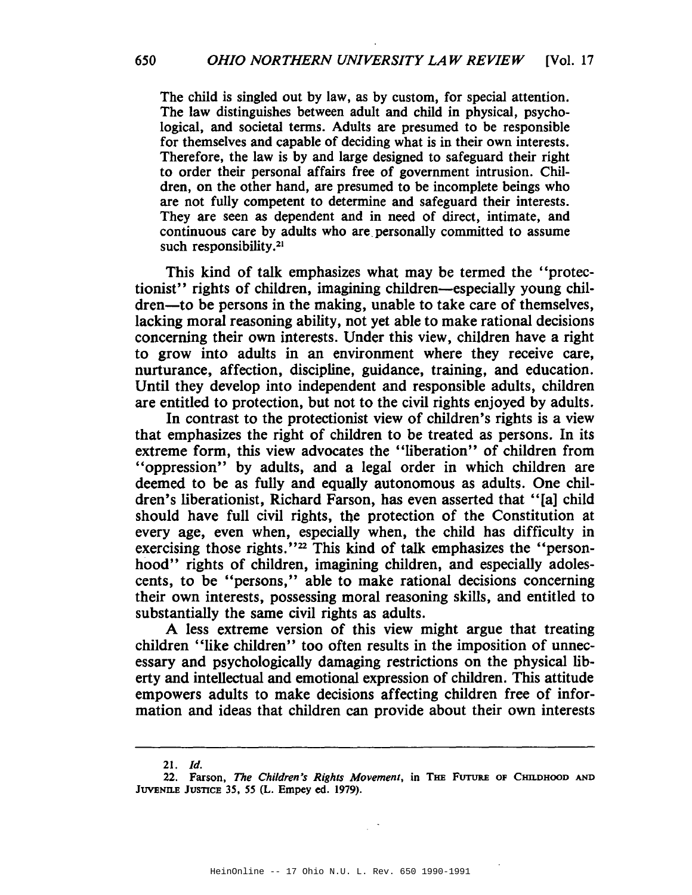> The child is singled out by law, as by custom, for special attention. The law distinguishes between adult and child in physical, psychological, and societal terms. Adults are presumed to be responsible for themselves and capable of deciding what is in their own interests. Therefore, the law is by and large designed to safeguard their right to order their personal affairs free of government intrusion. Children, on the other hand, are presumed to be incomplete beings who are not fully competent to determine and safeguard their interests. They are seen as dependent and in need of direct, intimate, and continuous care by adults who are personally committed to assume such responsibility.[21]

This kind of talk emphasizes what may be termed the "protectionist" rights of children, imagining children—especially young children—to be persons in the making, unable to take care of themselves, lacking moral reasoning ability, not yet able to make rational decisions concerning their own interests. Under this view, children have a right to grow into adults in an environment where they receive care, nurturance, affection, discipline, guidance, training, and education. Until they develop into independent and responsible adults, children are entitled to protection, but not to the civil rights enjoyed by adults.

In contrast to the protectionist view of children's rights is a view that emphasizes the right of children to be treated as persons. In its extreme form, this view advocates the "liberation" of children from "oppression" by adults, and a legal order in which children are deemed to be as fully and equally autonomous as adults. One children's liberationist, Richard Farson, has even asserted that "[a] child should have full civil rights, the protection of the Constitution at every age, even when, especially when, the child has difficulty in exercising those rights."[22] This kind of talk emphasizes the "personhood" rights of children, imagining children, and especially adolescents, to be "persons," able to make rational decisions concerning their own interests, possessing moral reasoning skills, and entitled to substantially the same civil rights as adults.

A less extreme version of this view might argue that treating children "like children" too often results in the imposition of unnecessary and psychologically damaging restrictions on the physical liberty and intellectual and emotional expression of children. This attitude empowers adults to make decisions affecting children free of information and ideas that children can provide about their own interests

---

21. *Id.*

22. Farson, *The Children's Rights Movement*, in THE FUTURE OF CHILDHOOD AND JUVENILE JUSTICE 35, 55 (L. Empey ed. 1979).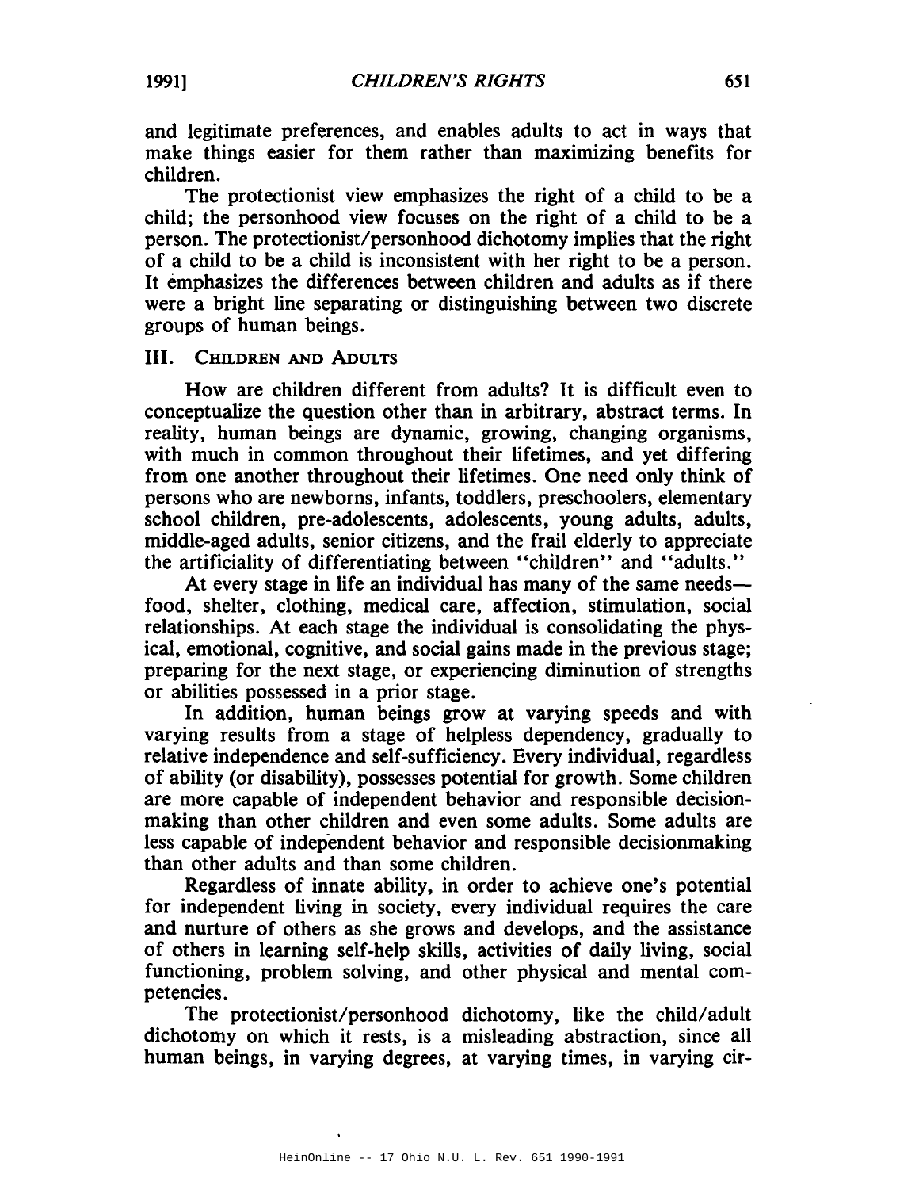and legitimate preferences, and enables adults to act in ways that make things easier for them rather than maximizing benefits for children.

The protectionist view emphasizes the right of a child to be a child; the personhood view focuses on the right of a child to be a person. The protectionist/personhood dichotomy implies that the right of a child to be a child is inconsistent with her right to be a person. It emphasizes the differences between children and adults as if there were a bright line separating or distinguishing between two discrete groups of human beings.

## III. Children and Adults

How are children different from adults? It is difficult even to conceptualize the question other than in arbitrary, abstract terms. In reality, human beings are dynamic, growing, changing organisms, with much in common throughout their lifetimes, and yet differing from one another throughout their lifetimes. One need only think of persons who are newborns, infants, toddlers, preschoolers, elementary school children, pre-adolescents, adolescents, young adults, adults, middle-aged adults, senior citizens, and the frail elderly to appreciate the artificiality of differentiating between "children" and "adults."

At every stage in life an individual has many of the same needs—food, shelter, clothing, medical care, affection, stimulation, social relationships. At each stage the individual is consolidating the physical, emotional, cognitive, and social gains made in the previous stage; preparing for the next stage, or experiencing diminution of strengths or abilities possessed in a prior stage.

In addition, human beings grow at varying speeds and with varying results from a stage of helpless dependency, gradually to relative independence and self-sufficiency. Every individual, regardless of ability (or disability), possesses potential for growth. Some children are more capable of independent behavior and responsible decision-making than other children and even some adults. Some adults are less capable of independent behavior and responsible decisionmaking than other adults and than some children.

Regardless of innate ability, in order to achieve one's potential for independent living in society, every individual requires the care and nurture of others as she grows and develops, and the assistance of others in learning self-help skills, activities of daily living, social functioning, problem solving, and other physical and mental competencies.

The protectionist/personhood dichotomy, like the child/adult dichotomy on which it rests, is a misleading abstraction, since all human beings, in varying degrees, at varying times, in varying cir-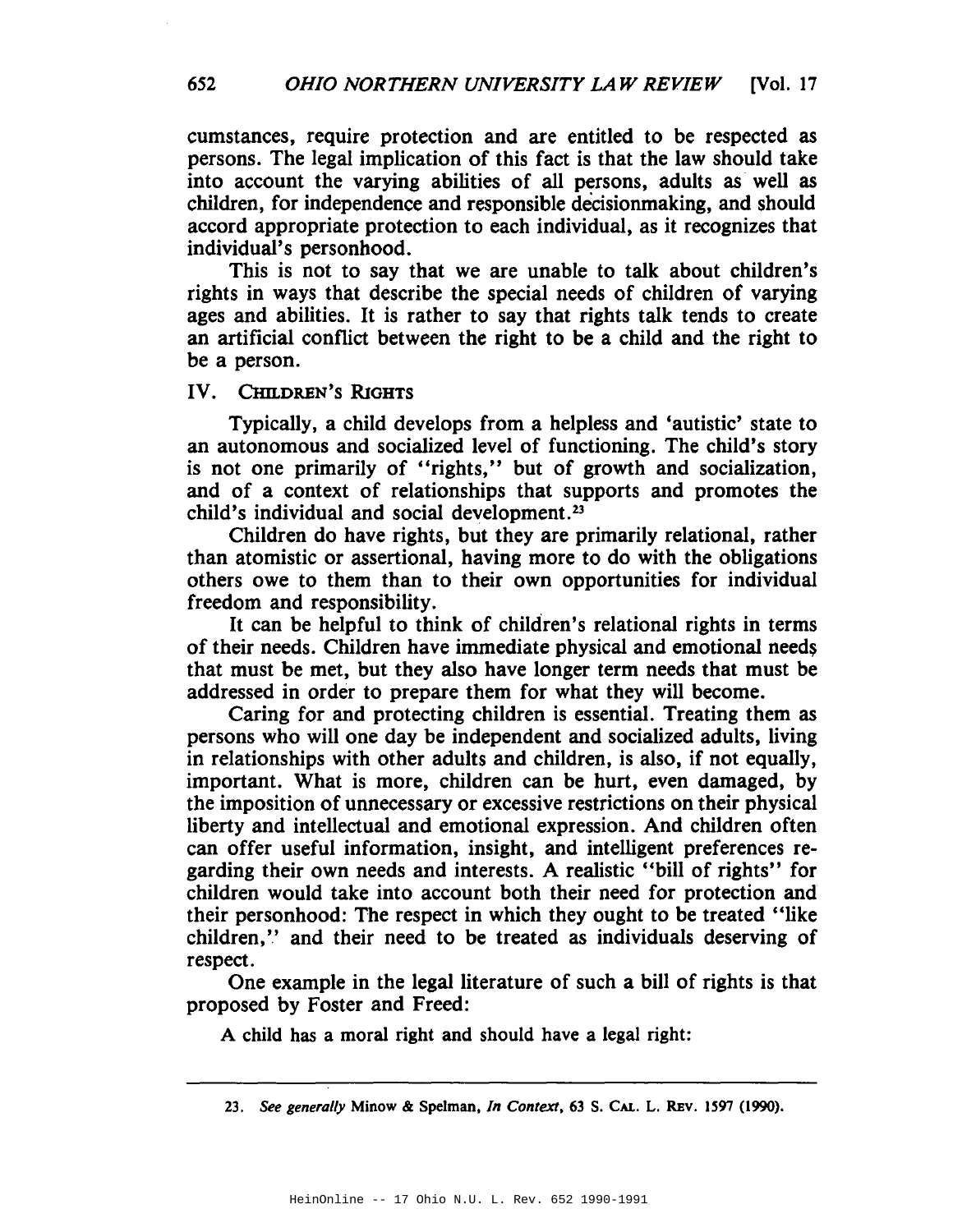cumstances, require protection and are entitled to be respected as persons. The legal implication of this fact is that the law should take into account the varying abilities of all persons, adults as well as children, for independence and responsible decisionmaking, and should accord appropriate protection to each individual, as it recognizes that individual's personhood.

This is not to say that we are unable to talk about children's rights in ways that describe the special needs of children of varying ages and abilities. It is rather to say that rights talk tends to create an artificial conflict between the right to be a child and the right to be a person.

## IV. Children's Rights

Typically, a child develops from a helpless and 'autistic' state to an autonomous and socialized level of functioning. The child's story is not one primarily of "rights," but of growth and socialization, and of a context of relationships that supports and promotes the child's individual and social development.[23]

Children do have rights, but they are primarily relational, rather than atomistic or assertional, having more to do with the obligations others owe to them than to their own opportunities for individual freedom and responsibility.

It can be helpful to think of children's relational rights in terms of their needs. Children have immediate physical and emotional needs that must be met, but they also have longer term needs that must be addressed in order to prepare them for what they will become.

Caring for and protecting children is essential. Treating them as persons who will one day be independent and socialized adults, living in relationships with other adults and children, is also, if not equally, important. What is more, children can be hurt, even damaged, by the imposition of unnecessary or excessive restrictions on their physical liberty and intellectual and emotional expression. And children often can offer useful information, insight, and intelligent preferences regarding their own needs and interests. A realistic "bill of rights" for children would take into account both their need for protection and their personhood: The respect in which they ought to be treated "like children," and their need to be treated as individuals deserving of respect.

One example in the legal literature of such a bill of rights is that proposed by Foster and Freed:

A child has a moral right and should have a legal right:

---

23. *See generally* Minow & Spelman, *In Context*, 63 S. Cal. L. Rev. 1597 (1990).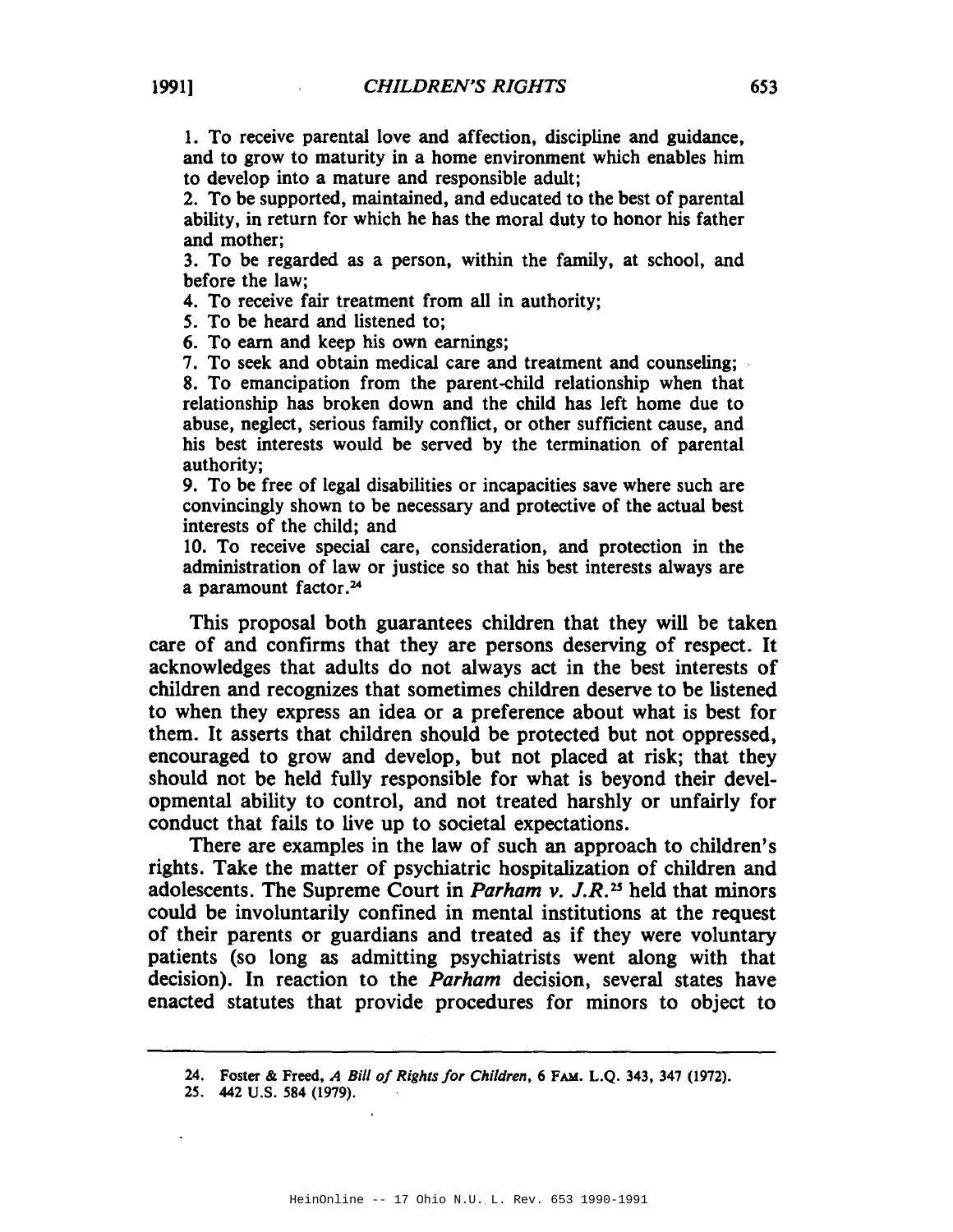1. To receive parental love and affection, discipline and guidance, and to grow to maturity in a home environment which enables him to develop into a mature and responsible adult;
2. To be supported, maintained, and educated to the best of parental ability, in return for which he has the moral duty to honor his father and mother;
3. To be regarded as a person, within the family, at school, and before the law;
4. To receive fair treatment from all in authority;
5. To be heard and listened to;
6. To earn and keep his own earnings;
7. To seek and obtain medical care and treatment and counseling;
8. To emancipation from the parent-child relationship when that relationship has broken down and the child has left home due to abuse, neglect, serious family conflict, or other sufficient cause, and his best interests would be served by the termination of parental authority;
9. To be free of legal disabilities or incapacities save where such are convincingly shown to be necessary and protective of the actual best interests of the child; and
10. To receive special care, consideration, and protection in the administration of law or justice so that his best interests always are a paramount factor.[24]

This proposal both guarantees children that they will be taken care of and confirms that they are persons deserving of respect. It acknowledges that adults do not always act in the best interests of children and recognizes that sometimes children deserve to be listened to when they express an idea or a preference about what is best for them. It asserts that children should be protected but not oppressed, encouraged to grow and develop, but not placed at risk; that they should not be held fully responsible for what is beyond their developmental ability to control, and not treated harshly or unfairly for conduct that fails to live up to societal expectations.

There are examples in the law of such an approach to children's rights. Take the matter of psychiatric hospitalization of children and adolescents. The Supreme Court in *Parham v. J.R.*[25] held that minors could be involuntarily confined in mental institutions at the request of their parents or guardians and treated as if they were voluntary patients (so long as admitting psychiatrists went along with that decision). In reaction to the *Parham* decision, several states have enacted statutes that provide procedures for minors to object to

---

24. Foster & Freed, *A Bill of Rights for Children*, 6 FAM. L.Q. 343, 347 (1972).

25. 442 U.S. 584 (1979).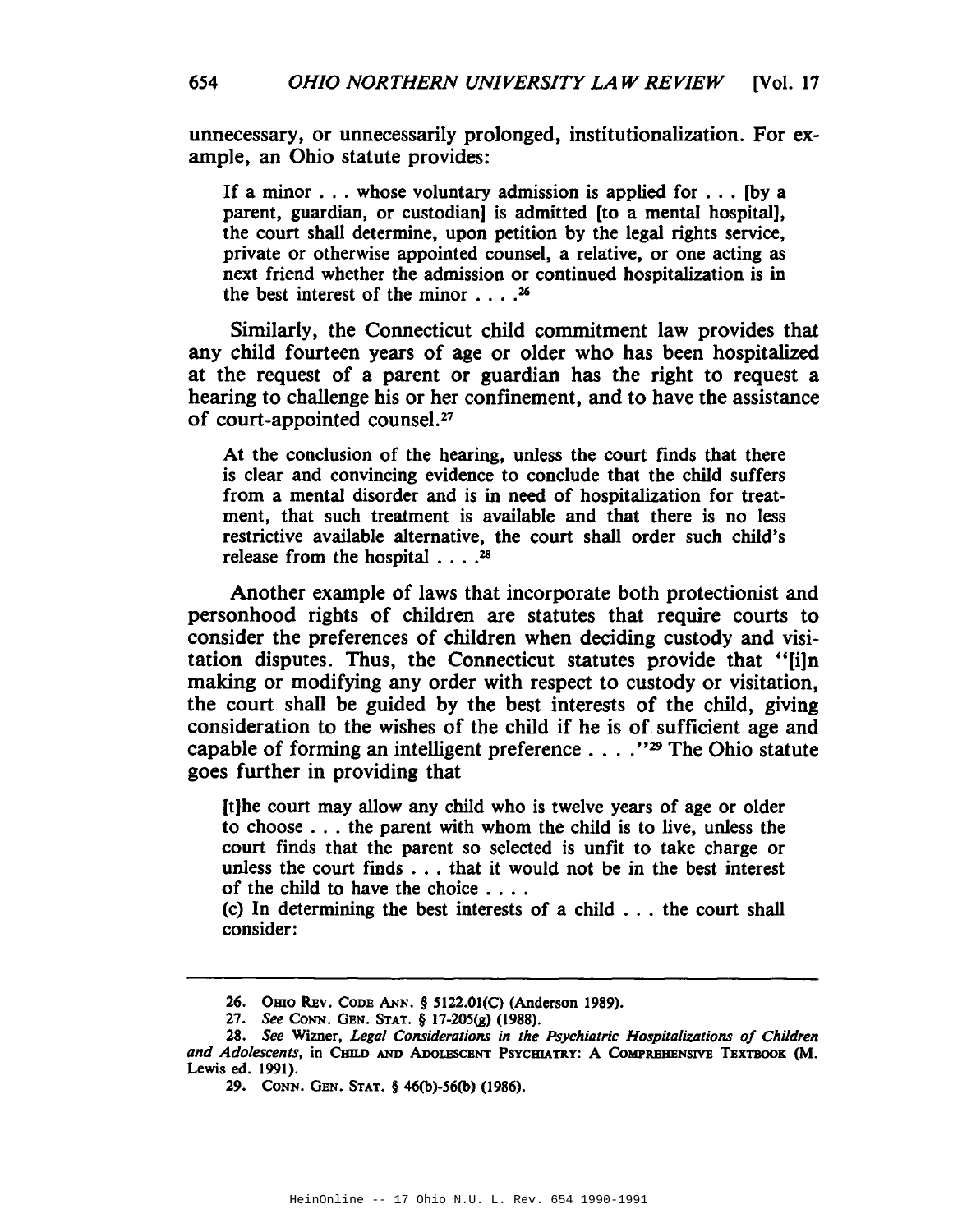unnecessary, or unnecessarily prolonged, institutionalization. For example, an Ohio statute provides:

> If a minor . . . whose voluntary admission is applied for . . . [by a parent, guardian, or custodian] is admitted [to a mental hospital], the court shall determine, upon petition by the legal rights service, private or otherwise appointed counsel, a relative, or one acting as next friend whether the admission or continued hospitalization is in the best interest of the minor . . . .[26]

Similarly, the Connecticut child commitment law provides that any child fourteen years of age or older who has been hospitalized at the request of a parent or guardian has the right to request a hearing to challenge his or her confinement, and to have the assistance of court-appointed counsel.[27]

> At the conclusion of the hearing, unless the court finds that there is clear and convincing evidence to conclude that the child suffers from a mental disorder and is in need of hospitalization for treatment, that such treatment is available and that there is no less restrictive available alternative, the court shall order such child's release from the hospital . . . .[28]

Another example of laws that incorporate both protectionist and personhood rights of children are statutes that require courts to consider the preferences of children when deciding custody and visitation disputes. Thus, the Connecticut statutes provide that "[i]n making or modifying any order with respect to custody or visitation, the court shall be guided by the best interests of the child, giving consideration to the wishes of the child if he is of sufficient age and capable of forming an intelligent preference . . . ."[29] The Ohio statute goes further in providing that

> [t]he court may allow any child who is twelve years of age or older to choose . . . the parent with whom the child is to live, unless the court finds that the parent so selected is unfit to take charge or unless the court finds . . . that it would not be in the best interest of the child to have the choice . . . .
>
> (c) In determining the best interests of a child . . . the court shall consider:

---

26. OHIO REV. CODE ANN. § 5122.01(C) (Anderson 1989).

27. *See* CONN. GEN. STAT. § 17-205(g) (1988).

28. *See* Wizner, *Legal Considerations in the Psychiatric Hospitalizations of Children and Adolescents*, in CHILD AND ADOLESCENT PSYCHIATRY: A COMPREHENSIVE TEXTBOOK (M. Lewis ed. 1991).

29. CONN. GEN. STAT. § 46(b)-56(b) (1986).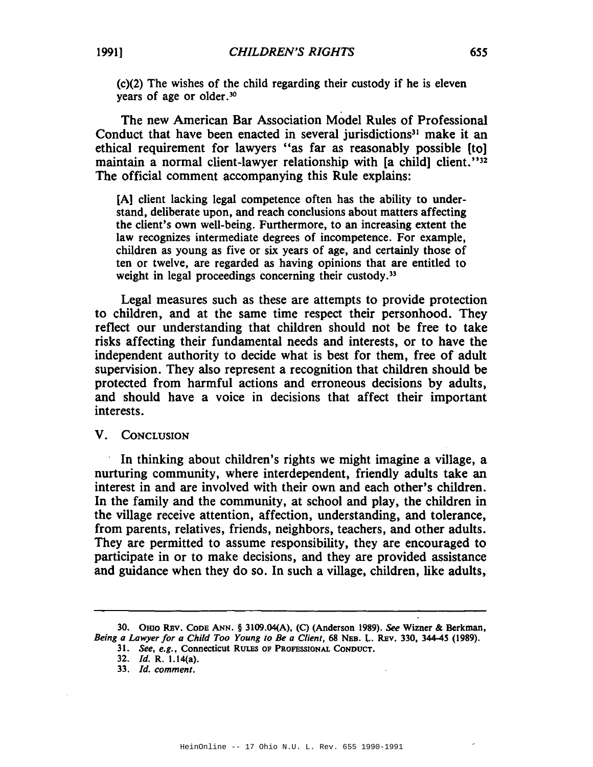(c)(2) The wishes of the child regarding their custody if he is eleven years of age or older.[30]

The new American Bar Association Model Rules of Professional Conduct that have been enacted in several jurisdictions[31] make it an ethical requirement for lawyers "as far as reasonably possible [to] maintain a normal client-lawyer relationship with [a child] client."[32] The official comment accompanying this Rule explains:

> [A] client lacking legal competence often has the ability to understand, deliberate upon, and reach conclusions about matters affecting the client's own well-being. Furthermore, to an increasing extent the law recognizes intermediate degrees of incompetence. For example, children as young as five or six years of age, and certainly those of ten or twelve, are regarded as having opinions that are entitled to weight in legal proceedings concerning their custody.[33]

Legal measures such as these are attempts to provide protection to children, and at the same time respect their personhood. They reflect our understanding that children should not be free to take risks affecting their fundamental needs and interests, or to have the independent authority to decide what is best for them, free of adult supervision. They also represent a recognition that children should be protected from harmful actions and erroneous decisions by adults, and should have a voice in decisions that affect their important interests.

## V. CONCLUSION

In thinking about children's rights we might imagine a village, a nurturing community, where interdependent, friendly adults take an interest in and are involved with their own and each other's children. In the family and the community, at school and play, the children in the village receive attention, affection, understanding, and tolerance, from parents, relatives, friends, neighbors, teachers, and other adults. They are permitted to assume responsibility, they are encouraged to participate in or to make decisions, and they are provided assistance and guidance when they do so. In such a village, children, like adults,

---

30. OHIO REV. CODE ANN. § 3109.04(A), (C) (Anderson 1989). *See* Wizner & Berkman, *Being a Lawyer for a Child Too Young to Be a Client*, 68 NEB. L. REV. 330, 344-45 (1989).

31. *See, e.g.*, Connecticut RULES OF PROFESSIONAL CONDUCT.

32. *Id.* R. 1.14(a).

33. *Id. comment.*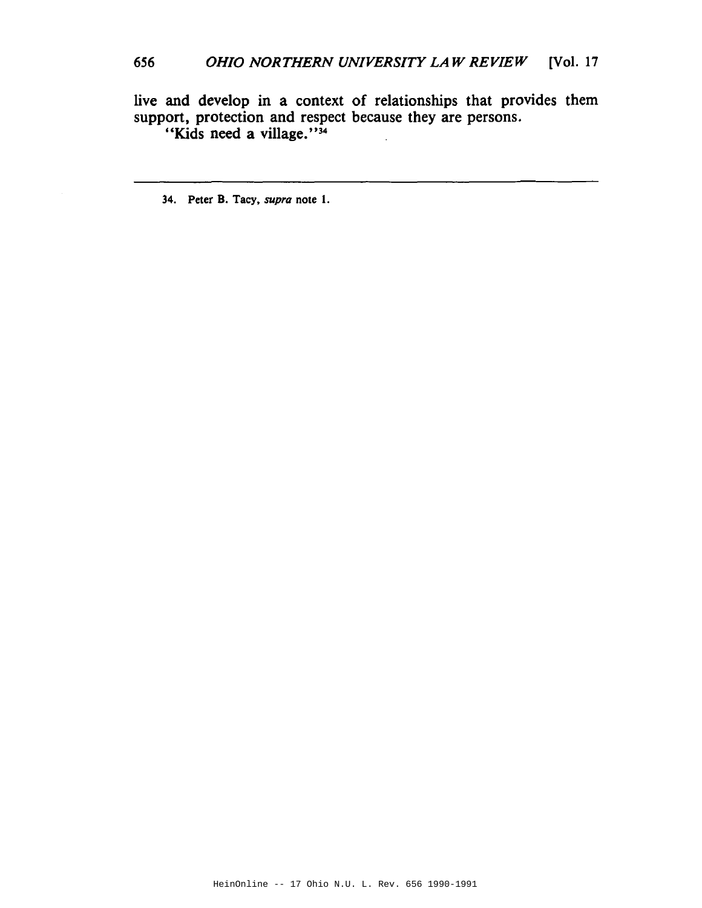live and develop in a context of relationships that provides them support, protection and respect because they are persons.

"Kids need a village."[34]

---

34. Peter B. Tacy, *supra* note 1.